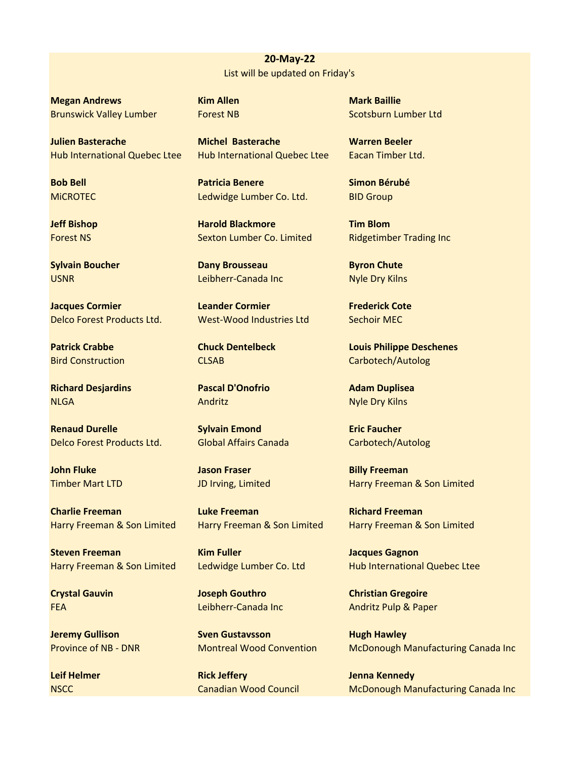**20-May-22**

List will be updated on Friday's

**Megan Andrews**
Brunswick Valley Lumber

**Kim Allen**
Forest NB

**Mark Baillie**
Scotsburn Lumber Ltd

**Julien Basterache**
Hub International Quebec Ltee

**Michel Basterache**
Hub International Quebec Ltee

**Warren Beeler**
Eacan Timber Ltd.

**Bob Bell**
MiCROTEC

**Patricia Benere**
Ledwidge Lumber Co. Ltd.

**Simon Bérubé**
BID Group

**Jeff Bishop**
Forest NS

**Harold Blackmore**
Sexton Lumber Co. Limited

**Tim Blom**
Ridgetimber Trading Inc

**Sylvain Boucher**
USNR

**Dany Brousseau**
Leibherr-Canada Inc

**Byron Chute**
Nyle Dry Kilns

**Jacques Cormier**
Delco Forest Products Ltd.

**Leander Cormier**
West-Wood Industries Ltd

**Frederick Cote**
Sechoir MEC

**Patrick Crabbe**
Bird Construction

**Chuck Dentelbeck**
CLSAB

**Louis Philippe Deschenes**
Carbotech/Autolog

**Richard Desjardins**
NLGA

**Pascal D'Onofrio**
Andritz

**Adam Duplisea**
Nyle Dry Kilns

**Renaud Durelle**
Delco Forest Products Ltd.

**Sylvain Emond**
Global Affairs Canada

**Eric Faucher**
Carbotech/Autolog

**John Fluke**
Timber Mart LTD

**Jason Fraser**
JD Irving, Limited

**Billy Freeman**
Harry Freeman & Son Limited

**Charlie Freeman**
Harry Freeman & Son Limited

**Luke Freeman**
Harry Freeman & Son Limited

**Richard Freeman**
Harry Freeman & Son Limited

**Steven Freeman**
Harry Freeman & Son Limited

**Kim Fuller**
Ledwidge Lumber Co. Ltd

**Jacques Gagnon**
Hub International Quebec Ltee

**Crystal Gauvin**
FEA

**Joseph Gouthro**
Leibherr-Canada Inc

**Christian Gregoire**
Andritz Pulp & Paper

**Jeremy Gullison**
Province of NB - DNR

**Sven Gustavsson**
Montreal Wood Convention

**Hugh Hawley**
McDonough Manufacturing Canada Inc

**Leif Helmer**
NSCC

**Rick Jeffery**
Canadian Wood Council

**Jenna Kennedy**
McDonough Manufacturing Canada Inc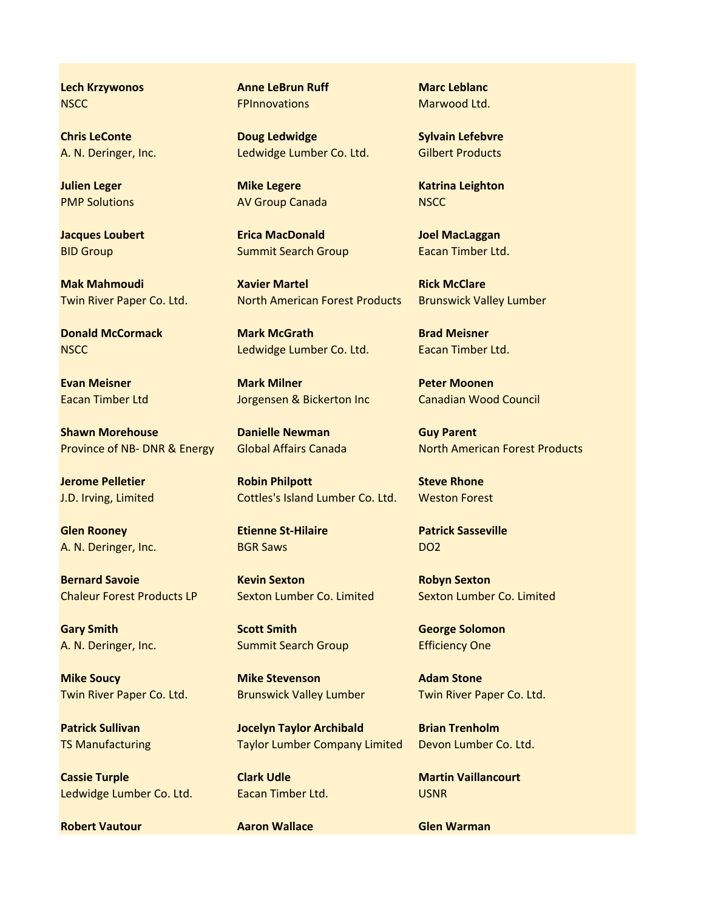**Lech Krzywonos**
NSCC

**Anne LeBrun Ruff**
FPInnovations

**Marc Leblanc**
Marwood Ltd.

**Chris LeConte**
A. N. Deringer, Inc.

**Doug Ledwidge**
Ledwidge Lumber Co. Ltd.

**Sylvain Lefebvre**
Gilbert Products

**Julien Leger**
PMP Solutions

**Mike Legere**
AV Group Canada

**Katrina Leighton**
NSCC

**Jacques Loubert**
BID Group

**Erica MacDonald**
Summit Search Group

**Joel MacLaggan**
Eacan Timber Ltd.

**Mak Mahmoudi**
Twin River Paper Co. Ltd.

**Xavier Martel**
North American Forest Products

**Rick McClare**
Brunswick Valley Lumber

**Donald McCormack**
NSCC

**Mark McGrath**
Ledwidge Lumber Co. Ltd.

**Brad Meisner**
Eacan Timber Ltd.

**Evan Meisner**
Eacan Timber Ltd

**Mark Milner**
Jorgensen & Bickerton Inc

**Peter Moonen**
Canadian Wood Council

**Shawn Morehouse**
Province of NB- DNR & Energy

**Danielle Newman**
Global Affairs Canada

**Guy Parent**
North American Forest Products

**Jerome Pelletier**
J.D. Irving, Limited

**Robin Philpott**
Cottles's Island Lumber Co. Ltd.

**Steve Rhone**
Weston Forest

**Glen Rooney**
A. N. Deringer, Inc.

**Etienne St-Hilaire**
BGR Saws

**Patrick Sasseville**
DO2

**Bernard Savoie**
Chaleur Forest Products LP

**Kevin Sexton**
Sexton Lumber Co. Limited

**Robyn Sexton**
Sexton Lumber Co. Limited

**Gary Smith**
A. N. Deringer, Inc.

**Scott Smith**
Summit Search Group

**George Solomon**
Efficiency One

**Mike Soucy**
Twin River Paper Co. Ltd.

**Mike Stevenson**
Brunswick Valley Lumber

**Adam Stone**
Twin River Paper Co. Ltd.

**Patrick Sullivan**
TS Manufacturing

**Jocelyn Taylor Archibald**
Taylor Lumber Company Limited

**Brian Trenholm**
Devon Lumber Co. Ltd.

**Cassie Turple**
Ledwidge Lumber Co. Ltd.

**Clark Udle**
Eacan Timber Ltd.

**Martin Vaillancourt**
USNR

**Robert Vautour**

**Aaron Wallace**

**Glen Warman**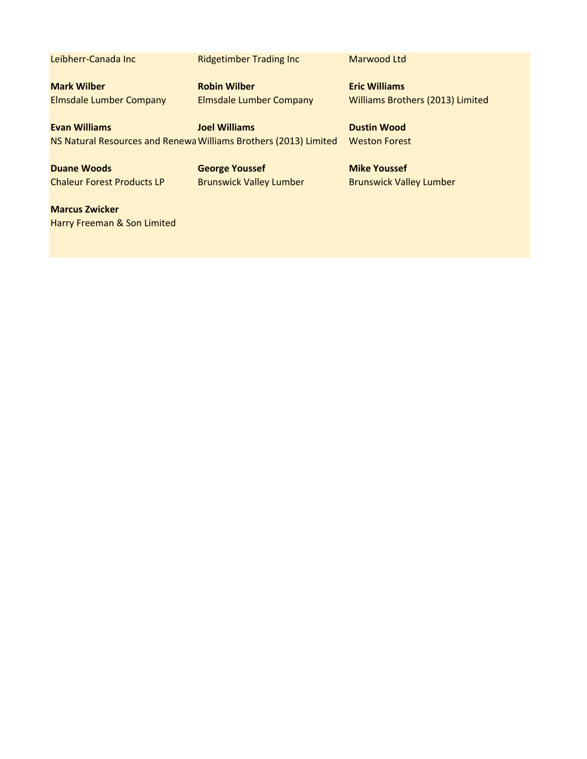Leibherr-Canada Inc

Ridgetimber Trading Inc

Marwood Ltd

**Mark Wilber**
Elmsdale Lumber Company

**Robin Wilber**
Elmsdale Lumber Company

**Eric Williams**
Williams Brothers (2013) Limited

**Evan Williams**
NS Natural Resources and Renewa

**Joel Williams**
Williams Brothers (2013) Limited

**Dustin Wood**
Weston Forest

**Duane Woods**
Chaleur Forest Products LP

**George Youssef**
Brunswick Valley Lumber

**Mike Youssef**
Brunswick Valley Lumber

**Marcus Zwicker**
Harry Freeman & Son Limited